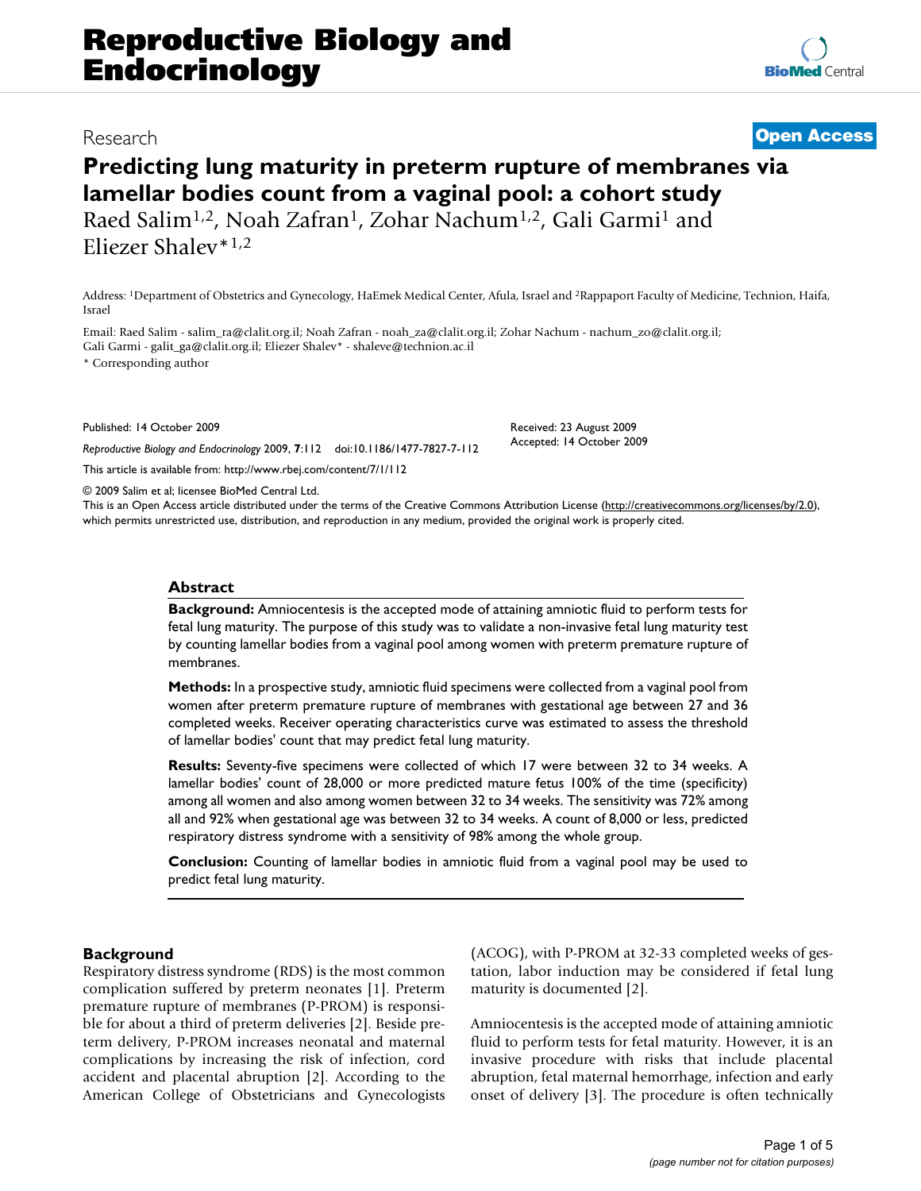Research **Open Access**

# Predicting lung maturity in preterm rupture of membranes via lamellar bodies count from a vaginal pool: a cohort study

Raed Salim[1,2], Noah Zafran[1], Zohar Nachum[1,2], Gali Garmi[1] and Eliezer Shalev*[1,2]

Address: [1]Department of Obstetrics and Gynecology, HaEmek Medical Center, Afula, Israel and [2]Rappaport Faculty of Medicine, Technion, Haifa, Israel

Email: Raed Salim - salim_ra@clalit.org.il; Noah Zafran - noah_za@clalit.org.il; Zohar Nachum - nachum_zo@clalit.org.il; Gali Garmi - galit_ga@clalit.org.il; Eliezer Shalev* - shaleve@technion.ac.il

\* Corresponding author

Published: 14 October 2009

*Reproductive Biology and Endocrinology* 2009, **7**:112 doi:10.1186/1477-7827-7-112

Received: 23 August 2009
Accepted: 14 October 2009

This article is available from: http://www.rbej.com/content/7/1/112

© 2009 Salim et al; licensee BioMed Central Ltd.
This is an Open Access article distributed under the terms of the Creative Commons Attribution License (http://creativecommons.org/licenses/by/2.0), which permits unrestricted use, distribution, and reproduction in any medium, provided the original work is properly cited.

## Abstract

**Background:** Amniocentesis is the accepted mode of attaining amniotic fluid to perform tests for fetal lung maturity. The purpose of this study was to validate a non-invasive fetal lung maturity test by counting lamellar bodies from a vaginal pool among women with preterm premature rupture of membranes.

**Methods:** In a prospective study, amniotic fluid specimens were collected from a vaginal pool from women after preterm premature rupture of membranes with gestational age between 27 and 36 completed weeks. Receiver operating characteristics curve was estimated to assess the threshold of lamellar bodies' count that may predict fetal lung maturity.

**Results:** Seventy-five specimens were collected of which 17 were between 32 to 34 weeks. A lamellar bodies' count of 28,000 or more predicted mature fetus 100% of the time (specificity) among all women and also among women between 32 to 34 weeks. The sensitivity was 72% among all and 92% when gestational age was between 32 to 34 weeks. A count of 8,000 or less, predicted respiratory distress syndrome with a sensitivity of 98% among the whole group.

**Conclusion:** Counting of lamellar bodies in amniotic fluid from a vaginal pool may be used to predict fetal lung maturity.

## Background

Respiratory distress syndrome (RDS) is the most common complication suffered by preterm neonates [1]. Preterm premature rupture of membranes (P-PROM) is responsible for about a third of preterm deliveries [2]. Beside preterm delivery, P-PROM increases neonatal and maternal complications by increasing the risk of infection, cord accident and placental abruption [2]. According to the American College of Obstetricians and Gynecologists (ACOG), with P-PROM at 32-33 completed weeks of gestation, labor induction may be considered if fetal lung maturity is documented [2].

Amniocentesis is the accepted mode of attaining amniotic fluid to perform tests for fetal maturity. However, it is an invasive procedure with risks that include placental abruption, fetal maternal hemorrhage, infection and early onset of delivery [3]. The procedure is often technically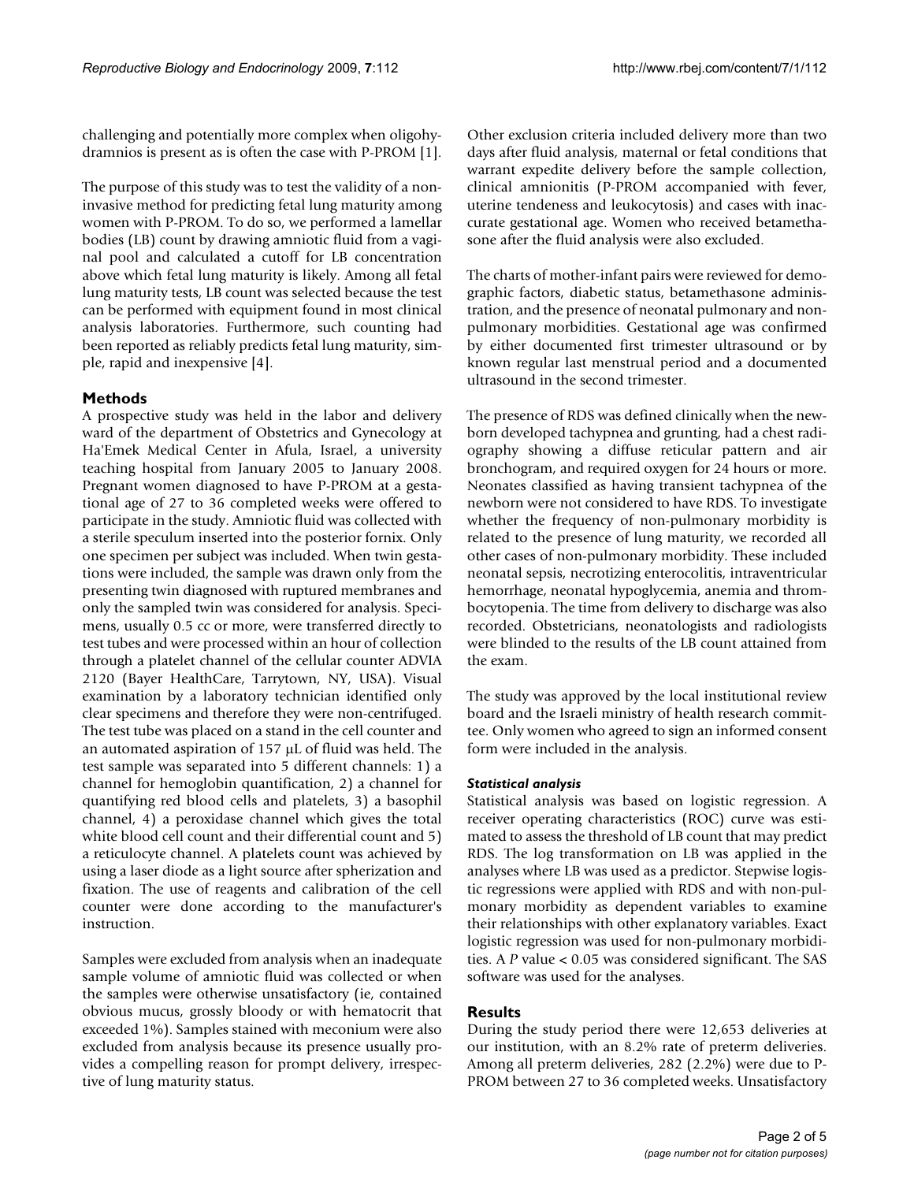challenging and potentially more complex when oligohydramnios is present as is often the case with P-PROM [1].

The purpose of this study was to test the validity of a noninvasive method for predicting fetal lung maturity among women with P-PROM. To do so, we performed a lamellar bodies (LB) count by drawing amniotic fluid from a vaginal pool and calculated a cutoff for LB concentration above which fetal lung maturity is likely. Among all fetal lung maturity tests, LB count was selected because the test can be performed with equipment found in most clinical analysis laboratories. Furthermore, such counting had been reported as reliably predicts fetal lung maturity, simple, rapid and inexpensive [4].

## Methods

A prospective study was held in the labor and delivery ward of the department of Obstetrics and Gynecology at Ha'Emek Medical Center in Afula, Israel, a university teaching hospital from January 2005 to January 2008. Pregnant women diagnosed to have P-PROM at a gestational age of 27 to 36 completed weeks were offered to participate in the study. Amniotic fluid was collected with a sterile speculum inserted into the posterior fornix. Only one specimen per subject was included. When twin gestations were included, the sample was drawn only from the presenting twin diagnosed with ruptured membranes and only the sampled twin was considered for analysis. Specimens, usually 0.5 cc or more, were transferred directly to test tubes and were processed within an hour of collection through a platelet channel of the cellular counter ADVIA 2120 (Bayer HealthCare, Tarrytown, NY, USA). Visual examination by a laboratory technician identified only clear specimens and therefore they were non-centrifuged. The test tube was placed on a stand in the cell counter and an automated aspiration of 157 μL of fluid was held. The test sample was separated into 5 different channels: 1) a channel for hemoglobin quantification, 2) a channel for quantifying red blood cells and platelets, 3) a basophil channel, 4) a peroxidase channel which gives the total white blood cell count and their differential count and 5) a reticulocyte channel. A platelets count was achieved by using a laser diode as a light source after spherization and fixation. The use of reagents and calibration of the cell counter were done according to the manufacturer's instruction.

Samples were excluded from analysis when an inadequate sample volume of amniotic fluid was collected or when the samples were otherwise unsatisfactory (ie, contained obvious mucus, grossly bloody or with hematocrit that exceeded 1%). Samples stained with meconium were also excluded from analysis because its presence usually provides a compelling reason for prompt delivery, irrespective of lung maturity status.

Other exclusion criteria included delivery more than two days after fluid analysis, maternal or fetal conditions that warrant expedite delivery before the sample collection, clinical amnionitis (P-PROM accompanied with fever, uterine tendeness and leukocytosis) and cases with inaccurate gestational age. Women who received betamethasone after the fluid analysis were also excluded.

The charts of mother-infant pairs were reviewed for demographic factors, diabetic status, betamethasone administration, and the presence of neonatal pulmonary and nonpulmonary morbidities. Gestational age was confirmed by either documented first trimester ultrasound or by known regular last menstrual period and a documented ultrasound in the second trimester.

The presence of RDS was defined clinically when the newborn developed tachypnea and grunting, had a chest radiography showing a diffuse reticular pattern and air bronchogram, and required oxygen for 24 hours or more. Neonates classified as having transient tachypnea of the newborn were not considered to have RDS. To investigate whether the frequency of non-pulmonary morbidity is related to the presence of lung maturity, we recorded all other cases of non-pulmonary morbidity. These included neonatal sepsis, necrotizing enterocolitis, intraventricular hemorrhage, neonatal hypoglycemia, anemia and thrombocytopenia. The time from delivery to discharge was also recorded. Obstetricians, neonatologists and radiologists were blinded to the results of the LB count attained from the exam.

The study was approved by the local institutional review board and the Israeli ministry of health research committee. Only women who agreed to sign an informed consent form were included in the analysis.

### *Statistical analysis*

Statistical analysis was based on logistic regression. A receiver operating characteristics (ROC) curve was estimated to assess the threshold of LB count that may predict RDS. The log transformation on LB was applied in the analyses where LB was used as a predictor. Stepwise logistic regressions were applied with RDS and with non-pulmonary morbidity as dependent variables to examine their relationships with other explanatory variables. Exact logistic regression was used for non-pulmonary morbidities. A $P$ value $< 0.05$ was considered significant. The SAS software was used for the analyses.

## Results

During the study period there were 12,653 deliveries at our institution, with an 8.2% rate of preterm deliveries. Among all preterm deliveries, 282 (2.2%) were due to P-PROM between 27 to 36 completed weeks. Unsatisfactory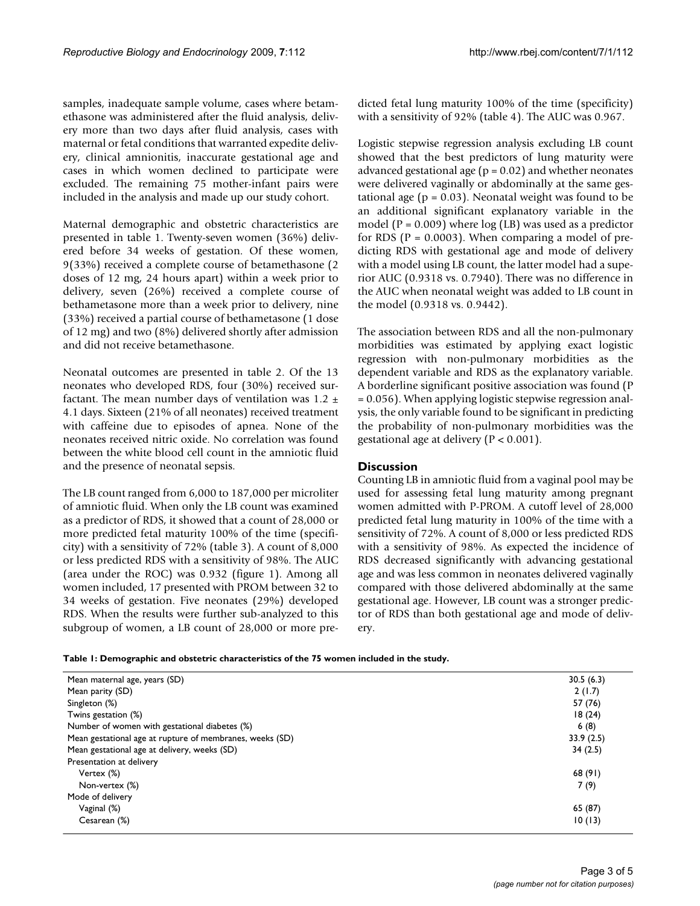samples, inadequate sample volume, cases where betamethasone was administered after the fluid analysis, delivery more than two days after fluid analysis, cases with maternal or fetal conditions that warranted expedite delivery, clinical amnionitis, inaccurate gestational age and cases in which women declined to participate were excluded. The remaining 75 mother-infant pairs were included in the analysis and made up our study cohort.

Maternal demographic and obstetric characteristics are presented in table 1. Twenty-seven women (36%) delivered before 34 weeks of gestation. Of these women, 9(33%) received a complete course of betamethasone (2 doses of 12 mg, 24 hours apart) within a week prior to delivery, seven (26%) received a complete course of bethametasone more than a week prior to delivery, nine (33%) received a partial course of bethametasone (1 dose of 12 mg) and two (8%) delivered shortly after admission and did not receive betamethasone.

Neonatal outcomes are presented in table 2. Of the 13 neonates who developed RDS, four (30%) received surfactant. The mean number days of ventilation was 1.2 ± 4.1 days. Sixteen (21% of all neonates) received treatment with caffeine due to episodes of apnea. None of the neonates received nitric oxide. No correlation was found between the white blood cell count in the amniotic fluid and the presence of neonatal sepsis.

The LB count ranged from 6,000 to 187,000 per microliter of amniotic fluid. When only the LB count was examined as a predictor of RDS, it showed that a count of 28,000 or more predicted fetal maturity 100% of the time (specificity) with a sensitivity of 72% (table 3). A count of 8,000 or less predicted RDS with a sensitivity of 98%. The AUC (area under the ROC) was 0.932 (figure 1). Among all women included, 17 presented with PROM between 32 to 34 weeks of gestation. Five neonates (29%) developed RDS. When the results were further sub-analyzed to this subgroup of women, a LB count of 28,000 or more predicted fetal lung maturity 100% of the time (specificity) with a sensitivity of 92% (table 4). The AUC was 0.967.

Logistic stepwise regression analysis excluding LB count showed that the best predictors of lung maturity were advanced gestational age ($p = 0.02$) and whether neonates were delivered vaginally or abdominally at the same gestational age ($p = 0.03$). Neonatal weight was found to be an additional significant explanatory variable in the model ($P = 0.009$) where log (LB) was used as a predictor for RDS ($P = 0.0003$). When comparing a model of predicting RDS with gestational age and mode of delivery with a model using LB count, the latter model had a superior AUC (0.9318 vs. 0.7940). There was no difference in the AUC when neonatal weight was added to LB count in the model (0.9318 vs. 0.9442).

The association between RDS and all the non-pulmonary morbidities was estimated by applying exact logistic regression with non-pulmonary morbidities as the dependent variable and RDS as the explanatory variable. A borderline significant positive association was found ($P = 0.056$). When applying logistic stepwise regression analysis, the only variable found to be significant in predicting the probability of non-pulmonary morbidities was the gestational age at delivery ($P < 0.001$).

## Discussion

Counting LB in amniotic fluid from a vaginal pool may be used for assessing fetal lung maturity among pregnant women admitted with P-PROM. A cutoff level of 28,000 predicted fetal lung maturity in 100% of the time with a sensitivity of 72%. A count of 8,000 or less predicted RDS with a sensitivity of 98%. As expected the incidence of RDS decreased significantly with advancing gestational age and was less common in neonates delivered vaginally compared with those delivered abdominally at the same gestational age. However, LB count was a stronger predictor of RDS than both gestational age and mode of delivery.

**Table 1: Demographic and obstetric characteristics of the 75 women included in the study.**

| | |
|---|---|
| Mean maternal age, years (SD) | 30.5 (6.3) |
| Mean parity (SD) | 2 (1.7) |
| Singleton (%) | 57 (76) |
| Twins gestation (%) | 18 (24) |
| Number of women with gestational diabetes (%) | 6 (8) |
| Mean gestational age at rupture of membranes, weeks (SD) | 33.9 (2.5) |
| Mean gestational age at delivery, weeks (SD) | 34 (2.5) |
| Presentation at delivery | |
| Vertex (%) | 68 (91) |
| Non-vertex (%) | 7 (9) |
| Mode of delivery | |
| Vaginal (%) | 65 (87) |
| Cesarean (%) | 10 (13) |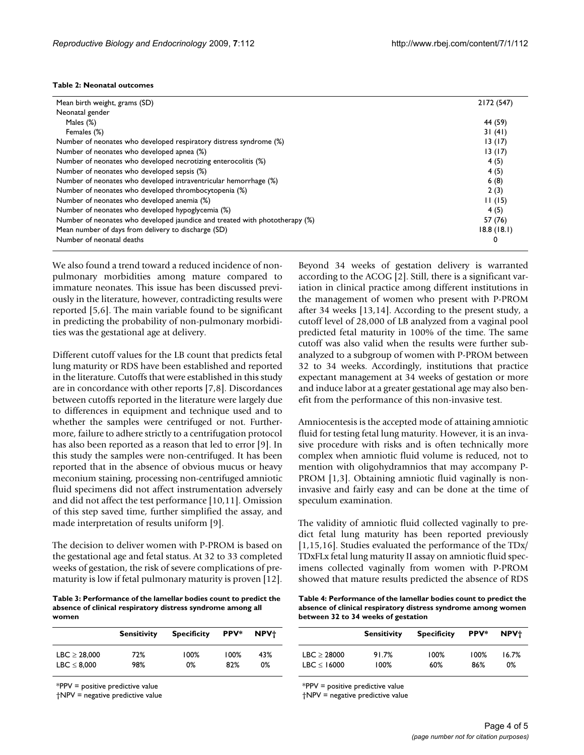**Table 2: Neonatal outcomes**

| | |
|---|---|
| Mean birth weight, grams (SD) | 2172 (547) |
| Neonatal gender | |
| Males (%) | 44 (59) |
| Females (%) | 31 (41) |
| Number of neonates who developed respiratory distress syndrome (%) | 13 (17) |
| Number of neonates who developed apnea (%) | 13 (17) |
| Number of neonates who developed necrotizing enterocolitis (%) | 4 (5) |
| Number of neonates who developed sepsis (%) | 4 (5) |
| Number of neonates who developed intraventricular hemorrhage (%) | 6 (8) |
| Number of neonates who developed thrombocytopenia (%) | 2 (3) |
| Number of neonates who developed anemia (%) | 11 (15) |
| Number of neonates who developed hypoglycemia (%) | 4 (5) |
| Number of neonates who developed jaundice and treated with phototherapy (%) | 57 (76) |
| Mean number of days from delivery to discharge (SD) | 18.8 (18.1) |
| Number of neonatal deaths | 0 |

We also found a trend toward a reduced incidence of non-pulmonary morbidities among mature compared to immature neonates. This issue has been discussed previously in the literature, however, contradicting results were reported [5,6]. The main variable found to be significant in predicting the probability of non-pulmonary morbidities was the gestational age at delivery.

Different cutoff values for the LB count that predicts fetal lung maturity or RDS have been established and reported in the literature. Cutoffs that were established in this study are in concordance with other reports [7,8]. Discordances between cutoffs reported in the literature were largely due to differences in equipment and technique used and to whether the samples were centrifuged or not. Furthermore, failure to adhere strictly to a centrifugation protocol has also been reported as a reason that led to error [9]. In this study the samples were non-centrifuged. It has been reported that in the absence of obvious mucus or heavy meconium staining, processing non-centrifuged amniotic fluid specimens did not affect instrumentation adversely and did not affect the test performance [10,11]. Omission of this step saved time, further simplified the assay, and made interpretation of results uniform [9].

The decision to deliver women with P-PROM is based on the gestational age and fetal status. At 32 to 33 completed weeks of gestation, the risk of severe complications of prematurity is low if fetal pulmonary maturity is proven [12].

Beyond 34 weeks of gestation delivery is warranted according to the ACOG [2]. Still, there is a significant variation in clinical practice among different institutions in the management of women who present with P-PROM after 34 weeks [13,14]. According to the present study, a cutoff level of 28,000 of LB analyzed from a vaginal pool predicted fetal maturity in 100% of the time. The same cutoff was also valid when the results were further sub-analyzed to a subgroup of women with P-PROM between 32 to 34 weeks. Accordingly, institutions that practice expectant management at 34 weeks of gestation or more and induce labor at a greater gestational age may also benefit from the performance of this non-invasive test.

Amniocentesis is the accepted mode of attaining amniotic fluid for testing fetal lung maturity. However, it is an invasive procedure with risks and is often technically more complex when amniotic fluid volume is reduced, not to mention with oligohydramnios that may accompany P-PROM [1,3]. Obtaining amniotic fluid vaginally is non-invasive and fairly easy and can be done at the time of speculum examination.

The validity of amniotic fluid collected vaginally to predict fetal lung maturity has been reported previously [1,15,16]. Studies evaluated the performance of the TDx/TDxFLx fetal lung maturity II assay on amniotic fluid specimens collected vaginally from women with P-PROM showed that mature results predicted the absence of RDS

**Table 3: Performance of the lamellar bodies count to predict the absence of clinical respiratory distress syndrome among all women**

| | Sensitivity | Specificity | PPV* | NPV† |
|---|---|---|---|---|
| LBC ≥ 28,000 | 72% | 100% | 100% | 43% |
| LBC ≤ 8,000 | 98% | 0% | 82% | 0% |

*PPV = positive predictive value
†NPV = negative predictive value

**Table 4: Performance of the lamellar bodies count to predict the absence of clinical respiratory distress syndrome among women between 32 to 34 weeks of gestation**

| | Sensitivity | Specificity | PPV* | NPV† |
|---|---|---|---|---|
| LBC ≥ 28000 | 91.7% | 100% | 100% | 16.7% |
| LBC ≤ 16000 | 100% | 60% | 86% | 0% |

*PPV = positive predictive value
†NPV = negative predictive value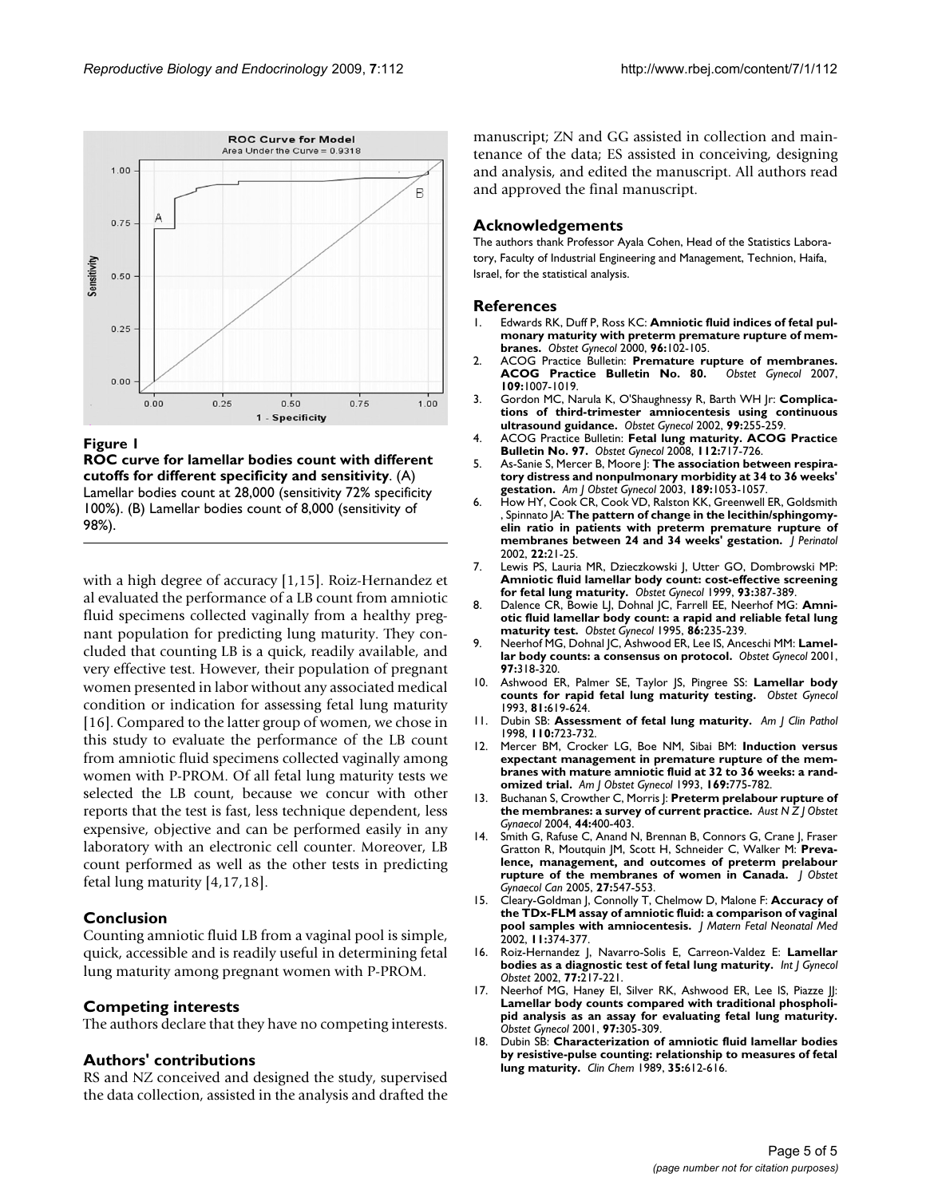ROC Curve for Model

Area Under the Curve = 0.9318

1.00

0.75

0.50

0.25

0.00

Sensitivity

0.00 0.25 0.50 0.75 1.00

1 - Specificity

A

B

**Figure 1**

**ROC curve for lamellar bodies count with different cutoffs for different specificity and sensitivity**. (A) Lamellar bodies count at 28,000 (sensitivity 72% specificity 100%). (B) Lamellar bodies count of 8,000 (sensitivity of 98%).

with a high degree of accuracy [1,15]. Roiz-Hernandez et al evaluated the performance of a LB count from amniotic fluid specimens collected vaginally from a healthy pregnant population for predicting lung maturity. They concluded that counting LB is a quick, readily available, and very effective test. However, their population of pregnant women presented in labor without any associated medical condition or indication for assessing fetal lung maturity [16]. Compared to the latter group of women, we chose in this study to evaluate the performance of the LB count from amniotic fluid specimens collected vaginally among women with P-PROM. Of all fetal lung maturity tests we selected the LB count, because we concur with other reports that the test is fast, less technique dependent, less expensive, objective and can be performed easily in any laboratory with an electronic cell counter. Moreover, LB count performed as well as the other tests in predicting fetal lung maturity [4,17,18].

## Conclusion

Counting amniotic fluid LB from a vaginal pool is simple, quick, accessible and is readily useful in determining fetal lung maturity among pregnant women with P-PROM.

## Competing interests

The authors declare that they have no competing interests.

## Authors' contributions

RS and NZ conceived and designed the study, supervised the data collection, assisted in the analysis and drafted the manuscript; ZN and GG assisted in collection and maintenance of the data; ES assisted in conceiving, designing and analysis, and edited the manuscript. All authors read and approved the final manuscript.

## Acknowledgements

The authors thank Professor Ayala Cohen, Head of the Statistics Laboratory, Faculty of Industrial Engineering and Management, Technion, Haifa, Israel, for the statistical analysis.

## References

1. Edwards RK, Duff P, Ross KC: **Amniotic fluid indices of fetal pulmonary maturity with preterm premature rupture of membranes.** *Obstet Gynecol* 2000, **96:**102-105.
2. ACOG Practice Bulletin: **Premature rupture of membranes. ACOG Practice Bulletin No. 80.** *Obstet Gynecol* 2007, **109:**1007-1019.
3. Gordon MC, Narula K, O'Shaughnessy R, Barth WH Jr: **Complications of third-trimester amniocentesis using continuous ultrasound guidance.** *Obstet Gynecol* 2002, **99:**255-259.
4. ACOG Practice Bulletin: **Fetal lung maturity. ACOG Practice Bulletin No. 97.** *Obstet Gynecol* 2008, **112:**717-726.
5. As-Sanie S, Mercer B, Moore J: **The association between respiratory distress and nonpulmonary morbidity at 34 to 36 weeks' gestation.** *Am J Obstet Gynecol* 2003, **189:**1053-1057.
6. How HY, Cook CR, Cook VD, Ralston KK, Greenwell ER, Goldsmith , Spinnato JA: **The pattern of change in the lecithin/sphingomyelin ratio in patients with preterm premature rupture of membranes between 24 and 34 weeks' gestation.** *J Perinatol* 2002, **22:**21-25.
7. Lewis PS, Lauria MR, Dzieczkowski J, Utter GO, Dombrowski MP: **Amniotic fluid lamellar body count: cost-effective screening for fetal lung maturity.** *Obstet Gynecol* 1999, **93:**387-389.
8. Dalence CR, Bowie LJ, Dohnal JC, Farrell EE, Neerhof MG: **Amniotic fluid lamellar body count: a rapid and reliable fetal lung maturity test.** *Obstet Gynecol* 1995, **86:**235-239.
9. Neerhof MG, Dohnal JC, Ashwood ER, Lee IS, Anceschi MM: **Lamellar body counts: a consensus on protocol.** *Obstet Gynecol* 2001, **97:**318-320.
10. Ashwood ER, Palmer SE, Taylor JS, Pingree SS: **Lamellar body counts for rapid fetal lung maturity testing.** *Obstet Gynecol* 1993, **81:**619-624.
11. Dubin SB: **Assessment of fetal lung maturity.** *Am J Clin Pathol* 1998, **110:**723-732.
12. Mercer BM, Crocker LG, Boe NM, Sibai BM: **Induction versus expectant management in premature rupture of the membranes with mature amniotic fluid at 32 to 36 weeks: a randomized trial.** *Am J Obstet Gynecol* 1993, **169:**775-782.
13. Buchanan S, Crowther C, Morris J: **Preterm prelabour rupture of the membranes: a survey of current practice.** *Aust N Z J Obstet Gynaecol* 2004, **44:**400-403.
14. Smith G, Rafuse C, Anand N, Brennan B, Connors G, Crane J, Fraser Gratton R, Moutquin JM, Scott H, Schneider C, Walker M: **Prevalence, management, and outcomes of preterm prelabour rupture of the membranes of women in Canada.** *J Obstet Gynaecol Can* 2005, **27:**547-553.
15. Cleary-Goldman J, Connolly T, Chelmow D, Malone F: **Accuracy of the TDx-FLM assay of amniotic fluid: a comparison of vaginal pool samples with amniocentesis.** *J Matern Fetal Neonatal Med* 2002, **11:**374-377.
16. Roiz-Hernandez J, Navarro-Solis E, Carreon-Valdez E: **Lamellar bodies as a diagnostic test of fetal lung maturity.** *Int J Gynecol Obstet* 2002, **77:**217-221.
17. Neerhof MG, Haney EI, Silver RK, Ashwood ER, Lee IS, Piazze JJ: **Lamellar body counts compared with traditional phospholipid analysis as an assay for evaluating fetal lung maturity.** *Obstet Gynecol* 2001, **97:**305-309.
18. Dubin SB: **Characterization of amniotic fluid lamellar bodies by resistive-pulse counting: relationship to measures of fetal lung maturity.** *Clin Chem* 1989, **35:**612-616.